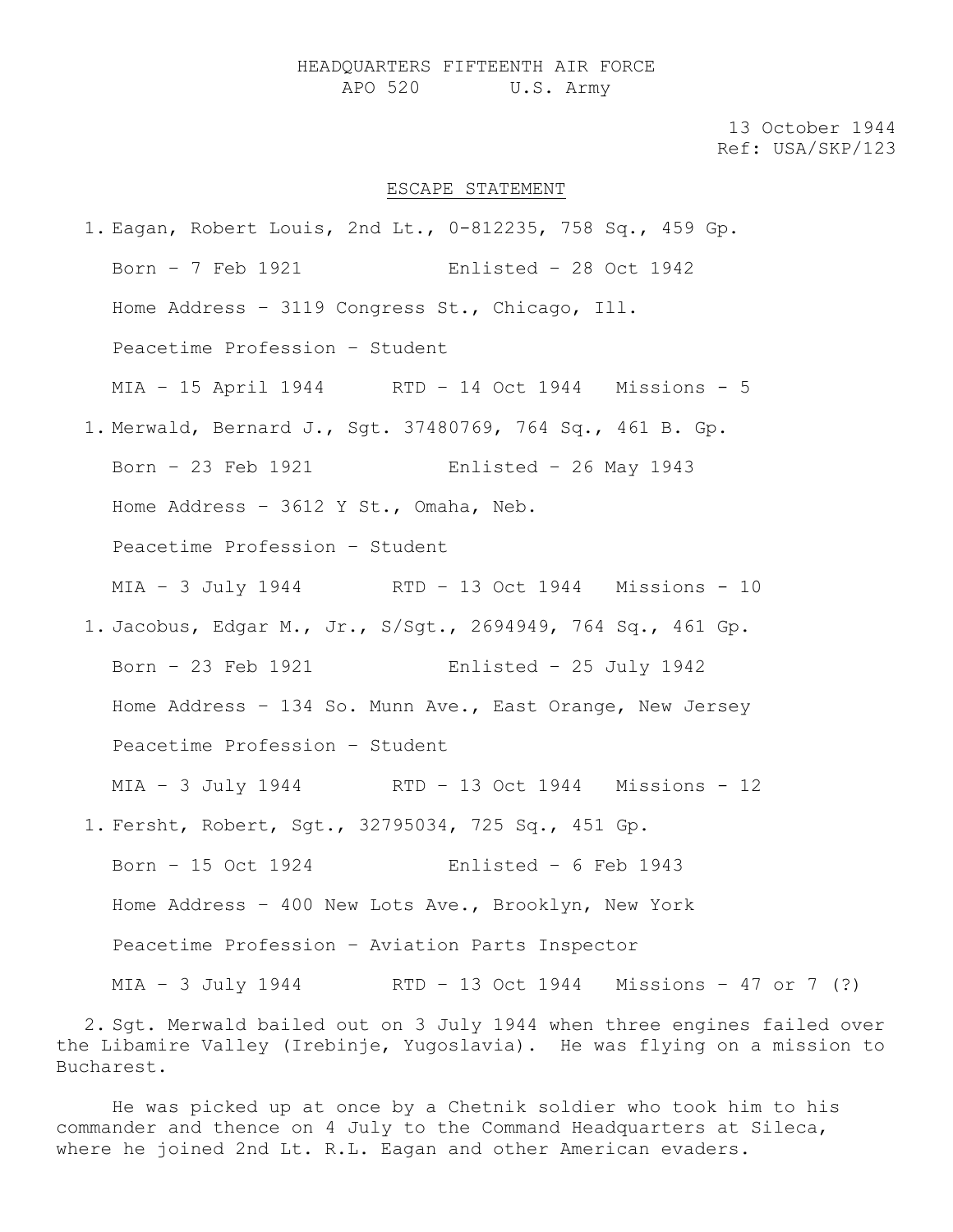HEADQUARTERS FIFTEENTH AIR FORCE
APO 520 U.S. Army

13 October 1944
Ref: USA/SKP/123

## ESCAPE STATEMENT

1. Eagan, Robert Louis, 2nd Lt., 0-812235, 758 Sq., 459 Gp.

   Born – 7 Feb 1921 Enlisted – 28 Oct 1942

   Home Address – 3119 Congress St., Chicago, Ill.

   Peacetime Profession – Student

   MIA – 15 April 1944 RTD – 14 Oct 1944 Missions - 5

1. Merwald, Bernard J., Sgt. 37480769, 764 Sq., 461 B. Gp.

   Born – 23 Feb 1921 Enlisted – 26 May 1943

   Home Address – 3612 Y St., Omaha, Neb.

   Peacetime Profession – Student

   MIA – 3 July 1944 RTD – 13 Oct 1944 Missions - 10

1. Jacobus, Edgar M., Jr., S/Sgt., 2694949, 764 Sq., 461 Gp.

   Born – 23 Feb 1921 Enlisted – 25 July 1942

   Home Address – 134 So. Munn Ave., East Orange, New Jersey

   Peacetime Profession – Student

   MIA – 3 July 1944 RTD – 13 Oct 1944 Missions - 12

1. Fersht, Robert, Sgt., 32795034, 725 Sq., 451 Gp.

   Born – 15 Oct 1924 Enlisted – 6 Feb 1943

   Home Address – 400 New Lots Ave., Brooklyn, New York

   Peacetime Profession – Aviation Parts Inspector

   MIA – 3 July 1944 RTD – 13 Oct 1944 Missions – 47 or 7 (?)

2. Sgt. Merwald bailed out on 3 July 1944 when three engines failed over the Libamire Valley (Irebinje, Yugoslavia). He was flying on a mission to Bucharest.

He was picked up at once by a Chetnik soldier who took him to his commander and thence on 4 July to the Command Headquarters at Sileca, where he joined 2nd Lt. R.L. Eagan and other American evaders.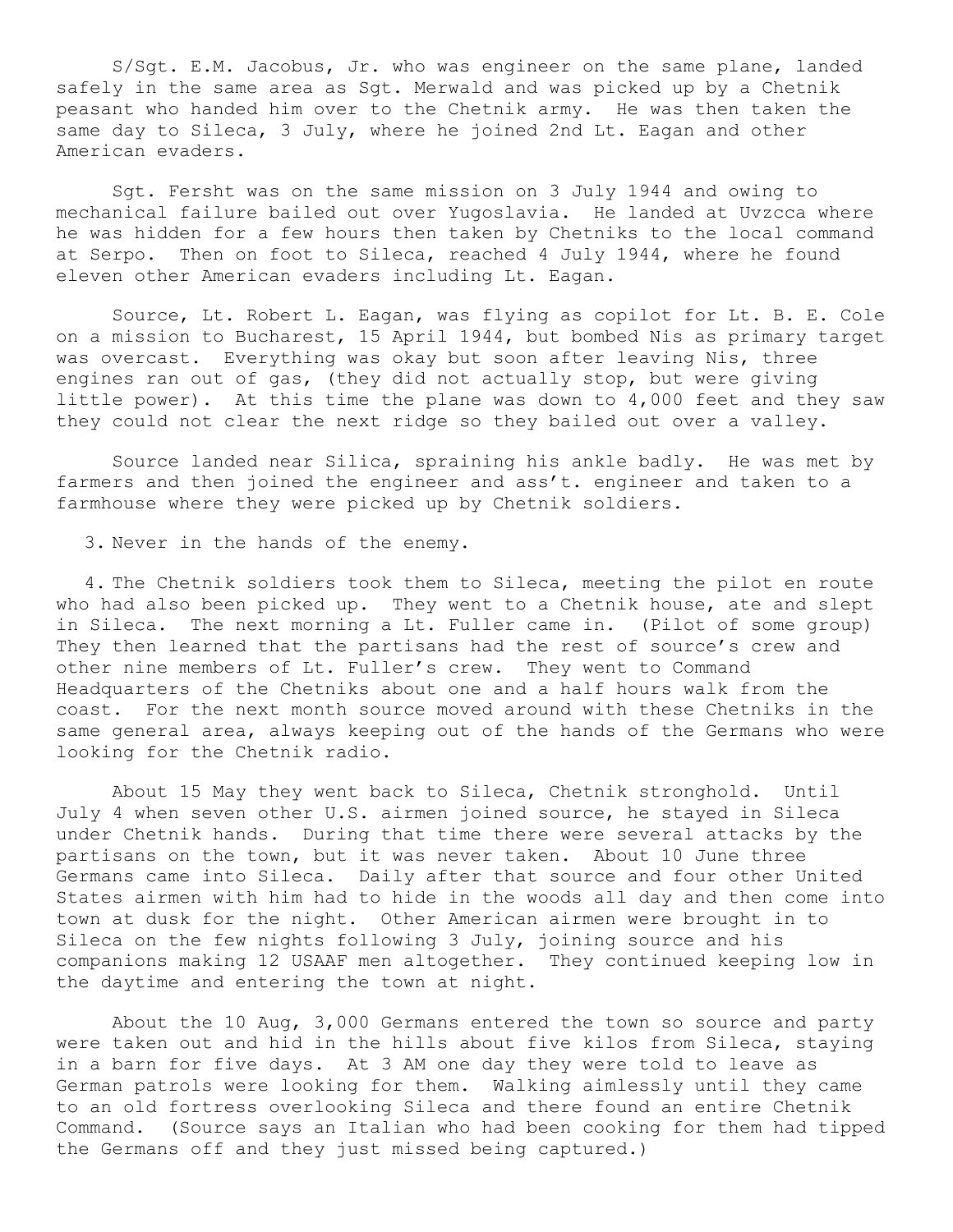S/Sgt. E.M. Jacobus, Jr. who was engineer on the same plane, landed safely in the same area as Sgt. Merwald and was picked up by a Chetnik peasant who handed him over to the Chetnik army. He was then taken the same day to Sileca, 3 July, where he joined 2nd Lt. Eagan and other American evaders.

Sgt. Fersht was on the same mission on 3 July 1944 and owing to mechanical failure bailed out over Yugoslavia. He landed at Uvzcca where he was hidden for a few hours then taken by Chetniks to the local command at Serpo. Then on foot to Sileca, reached 4 July 1944, where he found eleven other American evaders including Lt. Eagan.

Source, Lt. Robert L. Eagan, was flying as copilot for Lt. B. E. Cole on a mission to Bucharest, 15 April 1944, but bombed Nis as primary target was overcast. Everything was okay but soon after leaving Nis, three engines ran out of gas, (they did not actually stop, but were giving little power). At this time the plane was down to 4,000 feet and they saw they could not clear the next ridge so they bailed out over a valley.

Source landed near Silica, spraining his ankle badly. He was met by farmers and then joined the engineer and ass't. engineer and taken to a farmhouse where they were picked up by Chetnik soldiers.

3. Never in the hands of the enemy.

4. The Chetnik soldiers took them to Sileca, meeting the pilot en route who had also been picked up. They went to a Chetnik house, ate and slept in Sileca. The next morning a Lt. Fuller came in. (Pilot of some group) They then learned that the partisans had the rest of source's crew and other nine members of Lt. Fuller's crew. They went to Command Headquarters of the Chetniks about one and a half hours walk from the coast. For the next month source moved around with these Chetniks in the same general area, always keeping out of the hands of the Germans who were looking for the Chetnik radio.

About 15 May they went back to Sileca, Chetnik stronghold. Until July 4 when seven other U.S. airmen joined source, he stayed in Sileca under Chetnik hands. During that time there were several attacks by the partisans on the town, but it was never taken. About 10 June three Germans came into Sileca. Daily after that source and four other United States airmen with him had to hide in the woods all day and then come into town at dusk for the night. Other American airmen were brought in to Sileca on the few nights following 3 July, joining source and his companions making 12 USAAF men altogether. They continued keeping low in the daytime and entering the town at night.

About the 10 Aug, 3,000 Germans entered the town so source and party were taken out and hid in the hills about five kilos from Sileca, staying in a barn for five days. At 3 AM one day they were told to leave as German patrols were looking for them. Walking aimlessly until they came to an old fortress overlooking Sileca and there found an entire Chetnik Command. (Source says an Italian who had been cooking for them had tipped the Germans off and they just missed being captured.)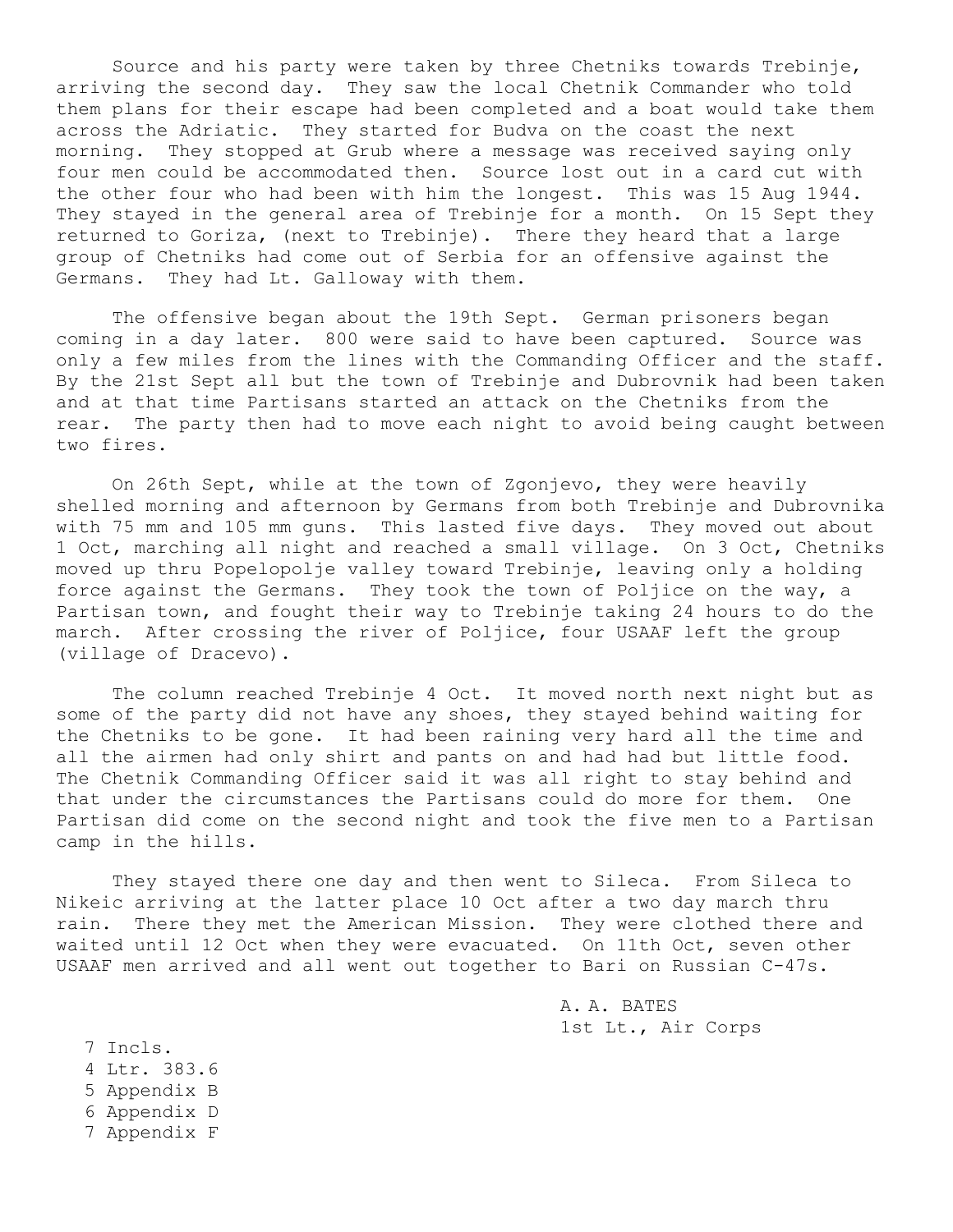Source and his party were taken by three Chetniks towards Trebinje, arriving the second day. They saw the local Chetnik Commander who told them plans for their escape had been completed and a boat would take them across the Adriatic. They started for Budva on the coast the next morning. They stopped at Grub where a message was received saying only four men could be accommodated then. Source lost out in a card cut with the other four who had been with him the longest. This was 15 Aug 1944. They stayed in the general area of Trebinje for a month. On 15 Sept they returned to Goriza, (next to Trebinje). There they heard that a large group of Chetniks had come out of Serbia for an offensive against the Germans. They had Lt. Galloway with them.

The offensive began about the 19th Sept. German prisoners began coming in a day later. 800 were said to have been captured. Source was only a few miles from the lines with the Commanding Officer and the staff. By the 21st Sept all but the town of Trebinje and Dubrovnik had been taken and at that time Partisans started an attack on the Chetniks from the rear. The party then had to move each night to avoid being caught between two fires.

On 26th Sept, while at the town of Zgonjevo, they were heavily shelled morning and afternoon by Germans from both Trebinje and Dubrovnika with 75 mm and 105 mm guns. This lasted five days. They moved out about 1 Oct, marching all night and reached a small village. On 3 Oct, Chetniks moved up thru Popelopolje valley toward Trebinje, leaving only a holding force against the Germans. They took the town of Poljice on the way, a Partisan town, and fought their way to Trebinje taking 24 hours to do the march. After crossing the river of Poljice, four USAAF left the group (village of Dracevo).

The column reached Trebinje 4 Oct. It moved north next night but as some of the party did not have any shoes, they stayed behind waiting for the Chetniks to be gone. It had been raining very hard all the time and all the airmen had only shirt and pants on and had had but little food. The Chetnik Commanding Officer said it was all right to stay behind and that under the circumstances the Partisans could do more for them. One Partisan did come on the second night and took the five men to a Partisan camp in the hills.

They stayed there one day and then went to Sileca. From Sileca to Nikeic arriving at the latter place 10 Oct after a two day march thru rain. There they met the American Mission. They were clothed there and waited until 12 Oct when they were evacuated. On 11th Oct, seven other USAAF men arrived and all went out together to Bari on Russian C-47s.

A. A. BATES
1st Lt., Air Corps

7 Incls.
4 Ltr. 383.6
5 Appendix B
6 Appendix D
7 Appendix F